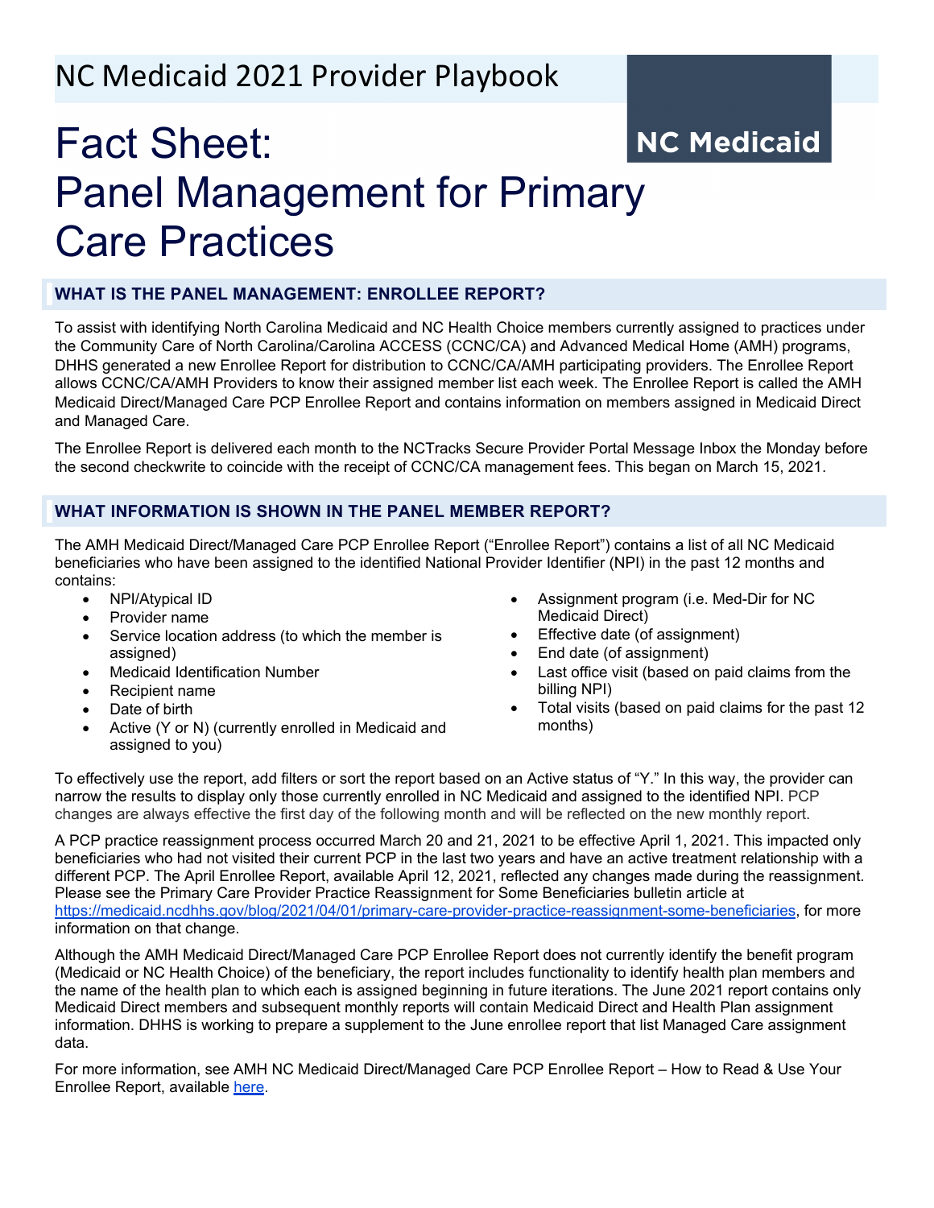NC Medicaid 2021 Provider Playbook

NC Medicaid

# Fact Sheet: Panel Management for Primary Care Practices

## WHAT IS THE PANEL MANAGEMENT: ENROLLEE REPORT?

To assist with identifying North Carolina Medicaid and NC Health Choice members currently assigned to practices under the Community Care of North Carolina/Carolina ACCESS (CCNC/CA) and Advanced Medical Home (AMH) programs, DHHS generated a new Enrollee Report for distribution to CCNC/CA/AMH participating providers. The Enrollee Report allows CCNC/CA/AMH Providers to know their assigned member list each week. The Enrollee Report is called the AMH Medicaid Direct/Managed Care PCP Enrollee Report and contains information on members assigned in Medicaid Direct and Managed Care.

The Enrollee Report is delivered each month to the NCTracks Secure Provider Portal Message Inbox the Monday before the second checkwrite to coincide with the receipt of CCNC/CA management fees. This began on March 15, 2021.

## WHAT INFORMATION IS SHOWN IN THE PANEL MEMBER REPORT?

The AMH Medicaid Direct/Managed Care PCP Enrollee Report ("Enrollee Report") contains a list of all NC Medicaid beneficiaries who have been assigned to the identified National Provider Identifier (NPI) in the past 12 months and contains:

- NPI/Atypical ID
- Provider name
- Service location address (to which the member is assigned)
- Medicaid Identification Number
- Recipient name
- Date of birth
- Active (Y or N) (currently enrolled in Medicaid and assigned to you)
- Assignment program (i.e. Med-Dir for NC Medicaid Direct)
- Effective date (of assignment)
- End date (of assignment)
- Last office visit (based on paid claims from the billing NPI)
- Total visits (based on paid claims for the past 12 months)

To effectively use the report, add filters or sort the report based on an Active status of "Y." In this way, the provider can narrow the results to display only those currently enrolled in NC Medicaid and assigned to the identified NPI. PCP changes are always effective the first day of the following month and will be reflected on the new monthly report.

A PCP practice reassignment process occurred March 20 and 21, 2021 to be effective April 1, 2021. This impacted only beneficiaries who had not visited their current PCP in the last two years and have an active treatment relationship with a different PCP. The April Enrollee Report, available April 12, 2021, reflected any changes made during the reassignment. Please see the Primary Care Provider Practice Reassignment for Some Beneficiaries bulletin article at https://medicaid.ncdhhs.gov/blog/2021/04/01/primary-care-provider-practice-reassignment-some-beneficiaries, for more information on that change.

Although the AMH Medicaid Direct/Managed Care PCP Enrollee Report does not currently identify the benefit program (Medicaid or NC Health Choice) of the beneficiary, the report includes functionality to identify health plan members and the name of the health plan to which each is assigned beginning in future iterations. The June 2021 report contains only Medicaid Direct members and subsequent monthly reports will contain Medicaid Direct and Health Plan assignment information. DHHS is working to prepare a supplement to the June enrollee report that list Managed Care assignment data.

For more information, see AMH NC Medicaid Direct/Managed Care PCP Enrollee Report – How to Read & Use Your Enrollee Report, available here.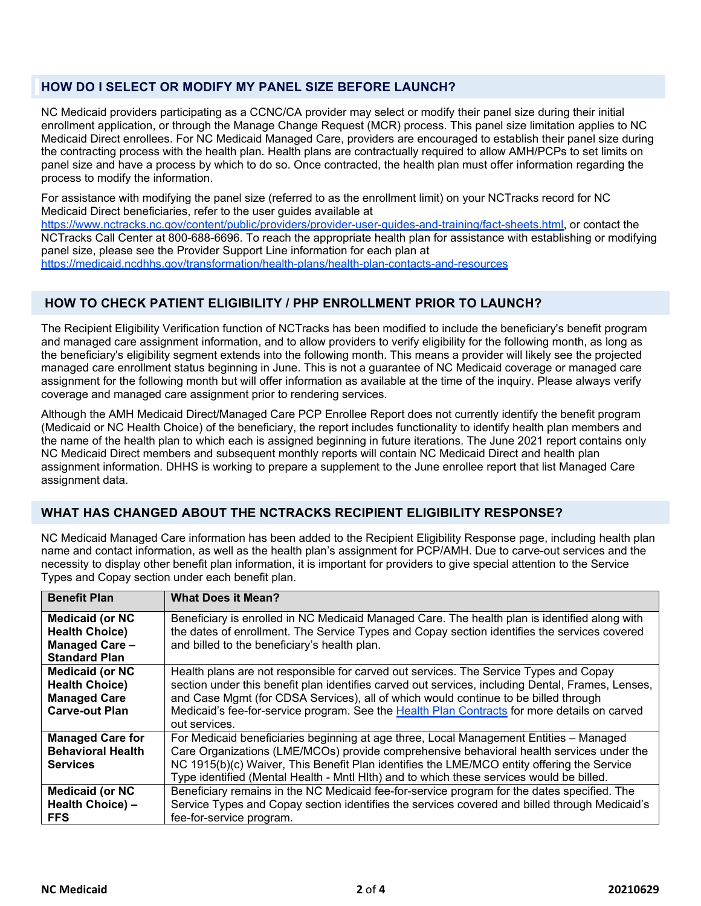## HOW DO I SELECT OR MODIFY MY PANEL SIZE BEFORE LAUNCH?

NC Medicaid providers participating as a CCNC/CA provider may select or modify their panel size during their initial enrollment application, or through the Manage Change Request (MCR) process. This panel size limitation applies to NC Medicaid Direct enrollees. For NC Medicaid Managed Care, providers are encouraged to establish their panel size during the contracting process with the health plan. Health plans are contractually required to allow AMH/PCPs to set limits on panel size and have a process by which to do so. Once contracted, the health plan must offer information regarding the process to modify the information.

For assistance with modifying the panel size (referred to as the enrollment limit) on your NCTracks record for NC Medicaid Direct beneficiaries, refer to the user guides available at https://www.nctracks.nc.gov/content/public/providers/provider-user-guides-and-training/fact-sheets.html, or contact the NCTracks Call Center at 800-688-6696. To reach the appropriate health plan for assistance with establishing or modifying panel size, please see the Provider Support Line information for each plan at https://medicaid.ncdhhs.gov/transformation/health-plans/health-plan-contacts-and-resources

## HOW TO CHECK PATIENT ELIGIBILITY / PHP ENROLLMENT PRIOR TO LAUNCH?

The Recipient Eligibility Verification function of NCTracks has been modified to include the beneficiary's benefit program and managed care assignment information, and to allow providers to verify eligibility for the following month, as long as the beneficiary's eligibility segment extends into the following month. This means a provider will likely see the projected managed care enrollment status beginning in June. This is not a guarantee of NC Medicaid coverage or managed care assignment for the following month but will offer information as available at the time of the inquiry. Please always verify coverage and managed care assignment prior to rendering services.

Although the AMH Medicaid Direct/Managed Care PCP Enrollee Report does not currently identify the benefit program (Medicaid or NC Health Choice) of the beneficiary, the report includes functionality to identify health plan members and the name of the health plan to which each is assigned beginning in future iterations. The June 2021 report contains only NC Medicaid Direct members and subsequent monthly reports will contain NC Medicaid Direct and health plan assignment information. DHHS is working to prepare a supplement to the June enrollee report that list Managed Care assignment data.

## WHAT HAS CHANGED ABOUT THE NCTRACKS RECIPIENT ELIGIBILITY RESPONSE?

NC Medicaid Managed Care information has been added to the Recipient Eligibility Response page, including health plan name and contact information, as well as the health plan's assignment for PCP/AMH. Due to carve-out services and the necessity to display other benefit plan information, it is important for providers to give special attention to the Service Types and Copay section under each benefit plan.

| Benefit Plan | What Does it Mean? |
|---|---|
| **Medicaid (or NC Health Choice) Managed Care – Standard Plan** | Beneficiary is enrolled in NC Medicaid Managed Care. The health plan is identified along with the dates of enrollment. The Service Types and Copay section identifies the services covered and billed to the beneficiary's health plan. |
| **Medicaid (or NC Health Choice) Managed Care Carve-out Plan** | Health plans are not responsible for carved out services. The Service Types and Copay section under this benefit plan identifies carved out services, including Dental, Frames, Lenses, and Case Mgmt (for CDSA Services), all of which would continue to be billed through Medicaid's fee-for-service program. See the Health Plan Contracts for more details on carved out services. |
| **Managed Care for Behavioral Health Services** | For Medicaid beneficiaries beginning at age three, Local Management Entities – Managed Care Organizations (LME/MCOs) provide comprehensive behavioral health services under the NC 1915(b)(c) Waiver, This Benefit Plan identifies the LME/MCO entity offering the Service Type identified (Mental Health - Mntl Hlth) and to which these services would be billed. |
| **Medicaid (or NC Health Choice) – FFS** | Beneficiary remains in the NC Medicaid fee-for-service program for the dates specified. The Service Types and Copay section identifies the services covered and billed through Medicaid's fee-for-service program. |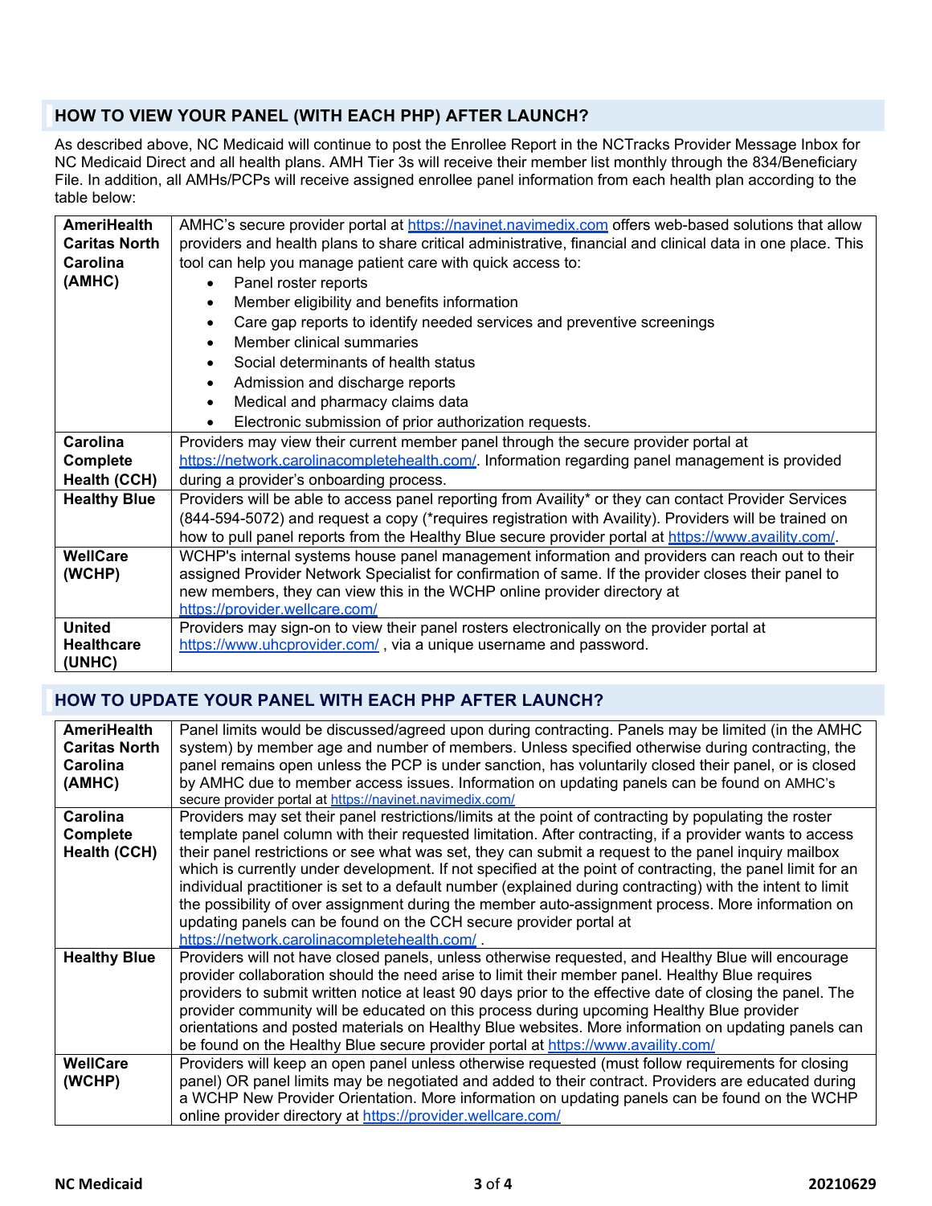## HOW TO VIEW YOUR PANEL (WITH EACH PHP) AFTER LAUNCH?

As described above, NC Medicaid will continue to post the Enrollee Report in the NCTracks Provider Message Inbox for NC Medicaid Direct and all health plans. AMH Tier 3s will receive their member list monthly through the 834/Beneficiary File. In addition, all AMHs/PCPs will receive assigned enrollee panel information from each health plan according to the table below:

| | |
|---|---|
| **AmeriHealth Caritas North Carolina (AMHC)** | AMHC's secure provider portal at https://navinet.navimedix.com offers web-based solutions that allow providers and health plans to share critical administrative, financial and clinical data in one place. This tool can help you manage patient care with quick access to:<br>• Panel roster reports<br>• Member eligibility and benefits information<br>• Care gap reports to identify needed services and preventive screenings<br>• Member clinical summaries<br>• Social determinants of health status<br>• Admission and discharge reports<br>• Medical and pharmacy claims data<br>• Electronic submission of prior authorization requests. |
| **Carolina Complete Health (CCH)** | Providers may view their current member panel through the secure provider portal at https://network.carolinacompletehealth.com/. Information regarding panel management is provided during a provider's onboarding process. |
| **Healthy Blue** | Providers will be able to access panel reporting from Availity* or they can contact Provider Services (844-594-5072) and request a copy (*requires registration with Availity). Providers will be trained on how to pull panel reports from the Healthy Blue secure provider portal at https://www.availity.com/. |
| **WellCare (WCHP)** | WCHP's internal systems house panel management information and providers can reach out to their assigned Provider Network Specialist for confirmation of same. If the provider closes their panel to new members, they can view this in the WCHP online provider directory at https://provider.wellcare.com/ |
| **United Healthcare (UNHC)** | Providers may sign-on to view their panel rosters electronically on the provider portal at https://www.uhcprovider.com/ , via a unique username and password. |

## HOW TO UPDATE YOUR PANEL WITH EACH PHP AFTER LAUNCH?

| | |
|---|---|
| **AmeriHealth Caritas North Carolina (AMHC)** | Panel limits would be discussed/agreed upon during contracting. Panels may be limited (in the AMHC system) by member age and number of members. Unless specified otherwise during contracting, the panel remains open unless the PCP is under sanction, has voluntarily closed their panel, or is closed by AMHC due to member access issues. Information on updating panels can be found on AMHC's secure provider portal at https://navinet.navimedix.com/ |
| **Carolina Complete Health (CCH)** | Providers may set their panel restrictions/limits at the point of contracting by populating the roster template panel column with their requested limitation. After contracting, if a provider wants to access their panel restrictions or see what was set, they can submit a request to the panel inquiry mailbox which is currently under development. If not specified at the point of contracting, the panel limit for an individual practitioner is set to a default number (explained during contracting) with the intent to limit the possibility of over assignment during the member auto-assignment process. More information on updating panels can be found on the CCH secure provider portal at https://network.carolinacompletehealth.com/ . |
| **Healthy Blue** | Providers will not have closed panels, unless otherwise requested, and Healthy Blue will encourage provider collaboration should the need arise to limit their member panel. Healthy Blue requires providers to submit written notice at least 90 days prior to the effective date of closing the panel. The provider community will be educated on this process during upcoming Healthy Blue provider orientations and posted materials on Healthy Blue websites. More information on updating panels can be found on the Healthy Blue secure provider portal at https://www.availity.com/ |
| **WellCare (WCHP)** | Providers will keep an open panel unless otherwise requested (must follow requirements for closing panel) OR panel limits may be negotiated and added to their contract. Providers are educated during a WCHP New Provider Orientation. More information on updating panels can be found on the WCHP online provider directory at https://provider.wellcare.com/ |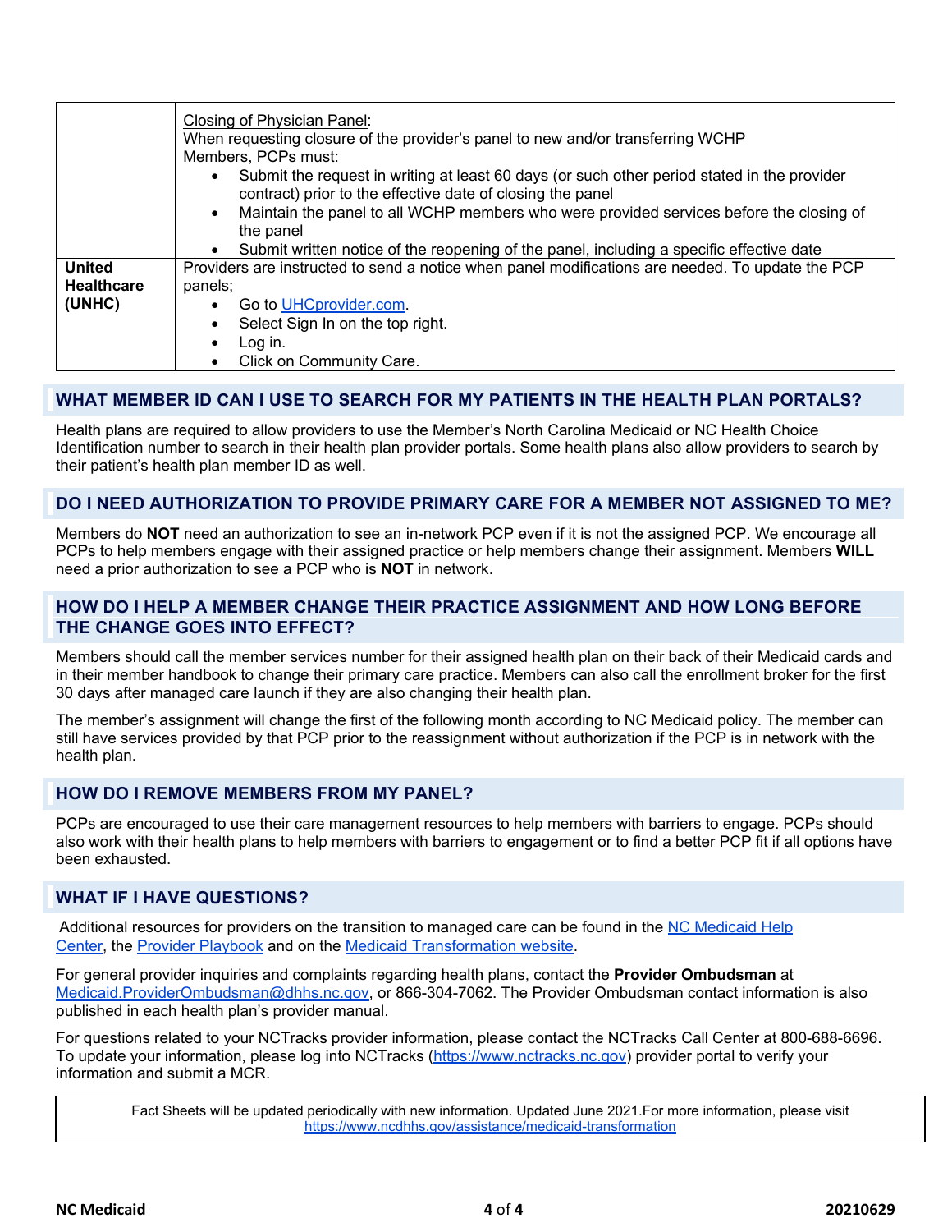| | |
|---|---|
| | Closing of Physician Panel:<br>When requesting closure of the provider's panel to new and/or transferring WCHP Members, PCPs must:<br>• Submit the request in writing at least 60 days (or such other period stated in the provider contract) prior to the effective date of closing the panel<br>• Maintain the panel to all WCHP members who were provided services before the closing of the panel<br>• Submit written notice of the reopening of the panel, including a specific effective date |
| **United Healthcare (UNHC)** | Providers are instructed to send a notice when panel modifications are needed. To update the PCP panels;<br>• Go to UHCprovider.com.<br>• Select Sign In on the top right.<br>• Log in.<br>• Click on Community Care. |

## WHAT MEMBER ID CAN I USE TO SEARCH FOR MY PATIENTS IN THE HEALTH PLAN PORTALS?

Health plans are required to allow providers to use the Member's North Carolina Medicaid or NC Health Choice Identification number to search in their health plan provider portals. Some health plans also allow providers to search by their patient's health plan member ID as well.

## DO I NEED AUTHORIZATION TO PROVIDE PRIMARY CARE FOR A MEMBER NOT ASSIGNED TO ME?

Members do **NOT** need an authorization to see an in-network PCP even if it is not the assigned PCP. We encourage all PCPs to help members engage with their assigned practice or help members change their assignment. Members **WILL** need a prior authorization to see a PCP who is **NOT** in network.

## HOW DO I HELP A MEMBER CHANGE THEIR PRACTICE ASSIGNMENT AND HOW LONG BEFORE THE CHANGE GOES INTO EFFECT?

Members should call the member services number for their assigned health plan on their back of their Medicaid cards and in their member handbook to change their primary care practice. Members can also call the enrollment broker for the first 30 days after managed care launch if they are also changing their health plan.

The member's assignment will change the first of the following month according to NC Medicaid policy. The member can still have services provided by that PCP prior to the reassignment without authorization if the PCP is in network with the health plan.

## HOW DO I REMOVE MEMBERS FROM MY PANEL?

PCPs are encouraged to use their care management resources to help members with barriers to engage. PCPs should also work with their health plans to help members with barriers to engagement or to find a better PCP fit if all options have been exhausted.

## WHAT IF I HAVE QUESTIONS?

Additional resources for providers on the transition to managed care can be found in the NC Medicaid Help Center, the Provider Playbook and on the Medicaid Transformation website.

For general provider inquiries and complaints regarding health plans, contact the **Provider Ombudsman** at Medicaid.ProviderOmbudsman@dhhs.nc.gov, or 866-304-7062. The Provider Ombudsman contact information is also published in each health plan's provider manual.

For questions related to your NCTracks provider information, please contact the NCTracks Call Center at 800-688-6696. To update your information, please log into NCTracks (https://www.nctracks.nc.gov) provider portal to verify your information and submit a MCR.

Fact Sheets will be updated periodically with new information. Updated June 2021.For more information, please visit https://www.ncdhhs.gov/assistance/medicaid-transformation